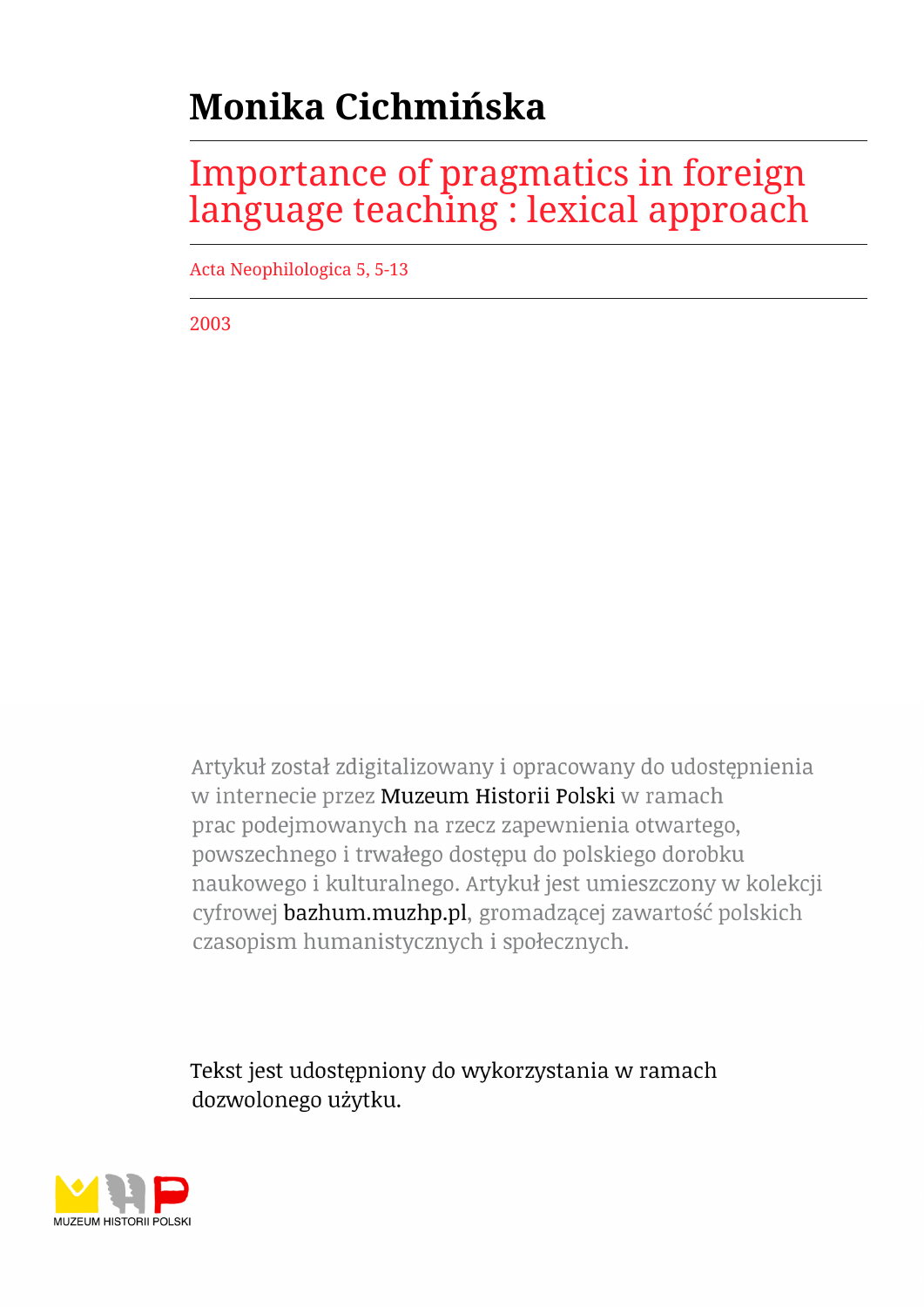# Monika Cichmińska

## Importance of pragmatics in foreign language teaching : lexical approach

Acta Neophilologica 5, 5-13

2003

Artykuł został zdigitalizowany i opracowany do udostępnienia w internecie przez Muzeum Historii Polski w ramach prac podejmowanych na rzecz zapewnienia otwartego, powszechnego i trwałego dostępu do polskiego dorobku naukowego i kulturalnego. Artykuł jest umieszczony w kolekcji cyfrowej bazhum.muzhp.pl, gromadzącej zawartość polskich czasopism humanistycznych i społecznych.

Tekst jest udostępniony do wykorzystania w ramach dozwolonego użytku.

MUZEUM HISTORII POLSKI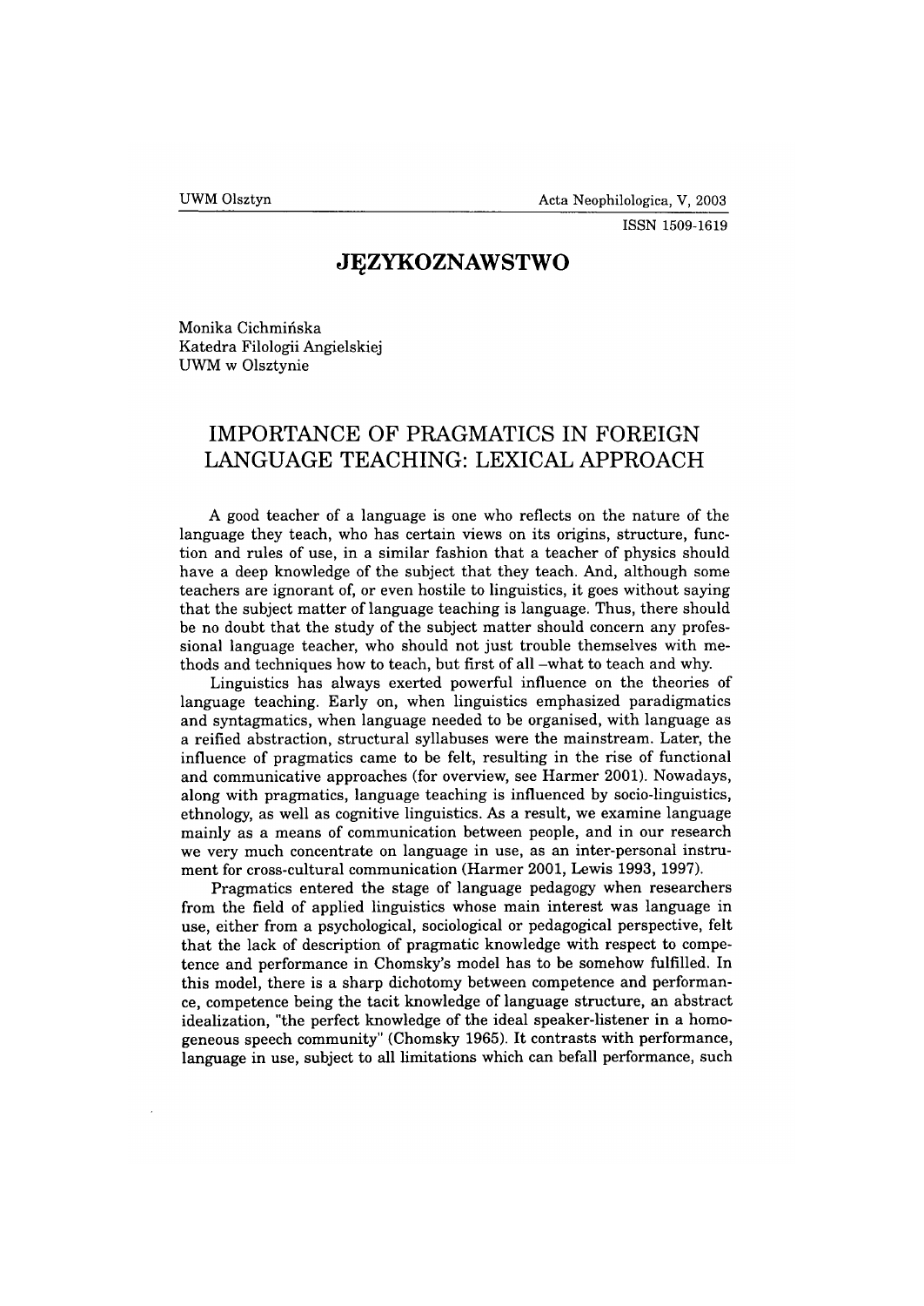## JĘZYKOZNAWSTWO

Monika Cichmińska
Katedra Filologii Angielskiej
UWM w Olsztynie

# IMPORTANCE OF PRAGMATICS IN FOREIGN LANGUAGE TEACHING: LEXICAL APPROACH

A good teacher of a language is one who reflects on the nature of the language they teach, who has certain views on its origins, structure, function and rules of use, in a similar fashion that a teacher of physics should have a deep knowledge of the subject that they teach. And, although some teachers are ignorant of, or even hostile to linguistics, it goes without saying that the subject matter of language teaching is language. Thus, there should be no doubt that the study of the subject matter should concern any professional language teacher, who should not just trouble themselves with methods and techniques how to teach, but first of all –what to teach and why.

Linguistics has always exerted powerful influence on the theories of language teaching. Early on, when linguistics emphasized paradigmatics and syntagmatics, when language needed to be organised, with language as a reified abstraction, structural syllabuses were the mainstream. Later, the influence of pragmatics came to be felt, resulting in the rise of functional and communicative approaches (for overview, see Harmer 2001). Nowadays, along with pragmatics, language teaching is influenced by socio-linguistics, ethnology, as well as cognitive linguistics. As a result, we examine language mainly as a means of communication between people, and in our research we very much concentrate on language in use, as an inter-personal instrument for cross-cultural communication (Harmer 2001, Lewis 1993, 1997).

Pragmatics entered the stage of language pedagogy when researchers from the field of applied linguistics whose main interest was language in use, either from a psychological, sociological or pedagogical perspective, felt that the lack of description of pragmatic knowledge with respect to competence and performance in Chomsky's model has to be somehow fulfilled. In this model, there is a sharp dichotomy between competence and performance, competence being the tacit knowledge of language structure, an abstract idealization, "the perfect knowledge of the ideal speaker-listener in a homogeneous speech community" (Chomsky 1965). It contrasts with performance, language in use, subject to all limitations which can befall performance, such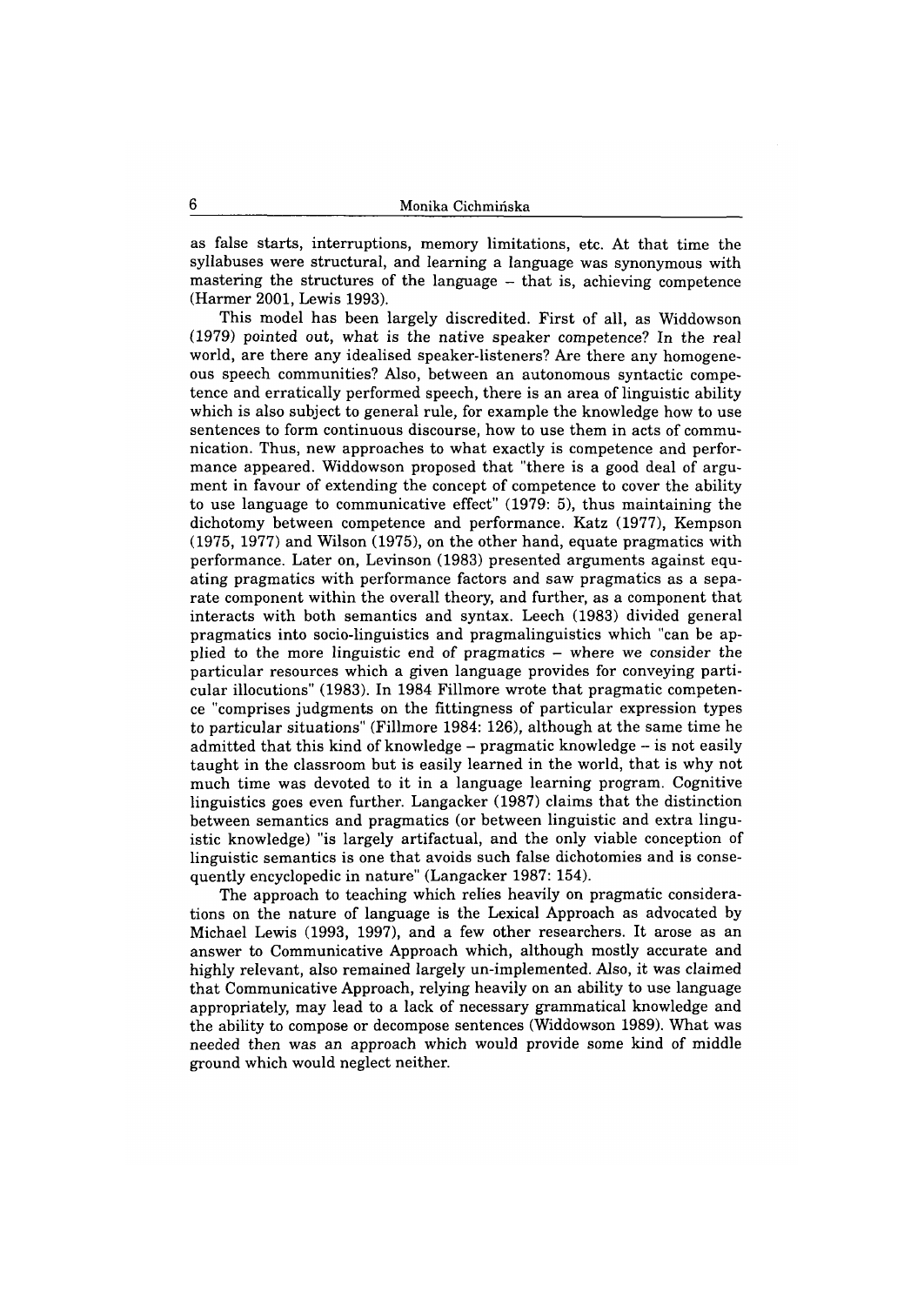as false starts, interruptions, memory limitations, etc. At that time the syllabuses were structural, and learning a language was synonymous with mastering the structures of the language – that is, achieving competence (Harmer 2001, Lewis 1993).

This model has been largely discredited. First of all, as Widdowson (1979) pointed out, what is the native speaker competence? In the real world, are there any idealised speaker-listeners? Are there any homogeneous speech communities? Also, between an autonomous syntactic competence and erratically performed speech, there is an area of linguistic ability which is also subject to general rule, for example the knowledge how to use sentences to form continuous discourse, how to use them in acts of communication. Thus, new approaches to what exactly is competence and performance appeared. Widdowson proposed that "there is a good deal of argument in favour of extending the concept of competence to cover the ability to use language to communicative effect" (1979: 5), thus maintaining the dichotomy between competence and performance. Katz (1977), Kempson (1975, 1977) and Wilson (1975), on the other hand, equate pragmatics with performance. Later on, Levinson (1983) presented arguments against equating pragmatics with performance factors and saw pragmatics as a separate component within the overall theory, and further, as a component that interacts with both semantics and syntax. Leech (1983) divided general pragmatics into socio-linguistics and pragmalinguistics which "can be applied to the more linguistic end of pragmatics – where we consider the particular resources which a given language provides for conveying particular illocutions" (1983). In 1984 Fillmore wrote that pragmatic competence "comprises judgments on the fittingness of particular expression types to particular situations" (Fillmore 1984: 126), although at the same time he admitted that this kind of knowledge – pragmatic knowledge – is not easily taught in the classroom but is easily learned in the world, that is why not much time was devoted to it in a language learning program. Cognitive linguistics goes even further. Langacker (1987) claims that the distinction between semantics and pragmatics (or between linguistic and extra linguistic knowledge) "is largely artifactual, and the only viable conception of linguistic semantics is one that avoids such false dichotomies and is consequently encyclopedic in nature" (Langacker 1987: 154).

The approach to teaching which relies heavily on pragmatic considerations on the nature of language is the Lexical Approach as advocated by Michael Lewis (1993, 1997), and a few other researchers. It arose as an answer to Communicative Approach which, although mostly accurate and highly relevant, also remained largely un-implemented. Also, it was claimed that Communicative Approach, relying heavily on an ability to use language appropriately, may lead to a lack of necessary grammatical knowledge and the ability to compose or decompose sentences (Widdowson 1989). What was needed then was an approach which would provide some kind of middle ground which would neglect neither.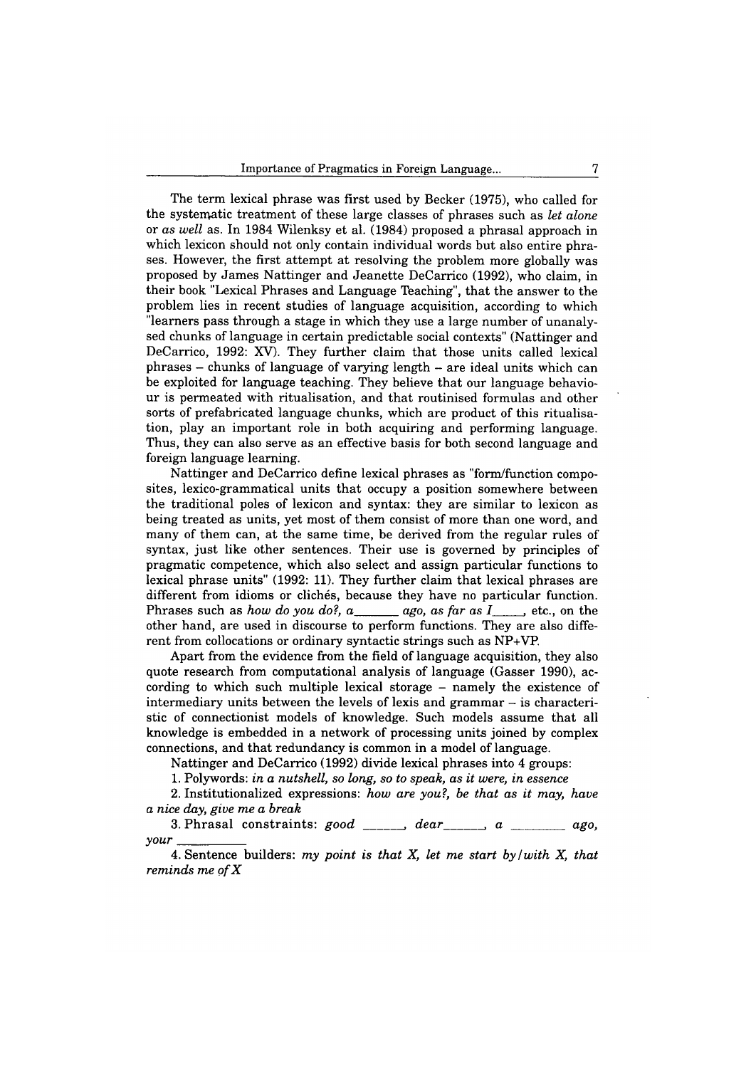The term lexical phrase was first used by Becker (1975), who called for the systematic treatment of these large classes of phrases such as *let alone* or *as well* as. In 1984 Wilenksy et al. (1984) proposed a phrasal approach in which lexicon should not only contain individual words but also entire phrases. However, the first attempt at resolving the problem more globally was proposed by James Nattinger and Jeanette DeCarrico (1992), who claim, in their book "Lexical Phrases and Language Teaching", that the answer to the problem lies in recent studies of language acquisition, according to which "learners pass through a stage in which they use a large number of unanalysed chunks of language in certain predictable social contexts" (Nattinger and DeCarrico, 1992: XV). They further claim that those units called lexical phrases – chunks of language of varying length – are ideal units which can be exploited for language teaching. They believe that our language behaviour is permeated with ritualisation, and that routinised formulas and other sorts of prefabricated language chunks, which are product of this ritualisation, play an important role in both acquiring and performing language. Thus, they can also serve as an effective basis for both second language and foreign language learning.

Nattinger and DeCarrico define lexical phrases as "form/function composites, lexico-grammatical units that occupy a position somewhere between the traditional poles of lexicon and syntax: they are similar to lexicon as being treated as units, yet most of them consist of more than one word, and many of them can, at the same time, be derived from the regular rules of syntax, just like other sentences. Their use is governed by principles of pragmatic competence, which also select and assign particular functions to lexical phrase units" (1992: 11). They further claim that lexical phrases are different from idioms or clichés, because they have no particular function. Phrases such as *how do you do?, a\_\_\_\_\_\_ ago, as far as I\_\_\_\_*, etc., on the other hand, are used in discourse to perform functions. They are also different from collocations or ordinary syntactic strings such as NP+VP.

Apart from the evidence from the field of language acquisition, they also quote research from computational analysis of language (Gasser 1990), according to which such multiple lexical storage – namely the existence of intermediary units between the levels of lexis and grammar – is characteristic of connectionist models of knowledge. Such models assume that all knowledge is embedded in a network of processing units joined by complex connections, and that redundancy is common in a model of language.

Nattinger and DeCarrico (1992) divide lexical phrases into 4 groups:

1. Polywords: *in a nutshell, so long, so to speak, as it were, in essence*

2. Institutionalized expressions: *how are you?, be that as it may, have a nice day, give me a break*

3. Phrasal constraints: *good \_\_\_\_\_\_, dear\_\_\_\_\_\_, a \_\_\_\_\_\_\_\_ ago, your \_\_\_\_\_\_\_\_\_*

4. Sentence builders: *my point is that X, let me start by/with X, that reminds me of X*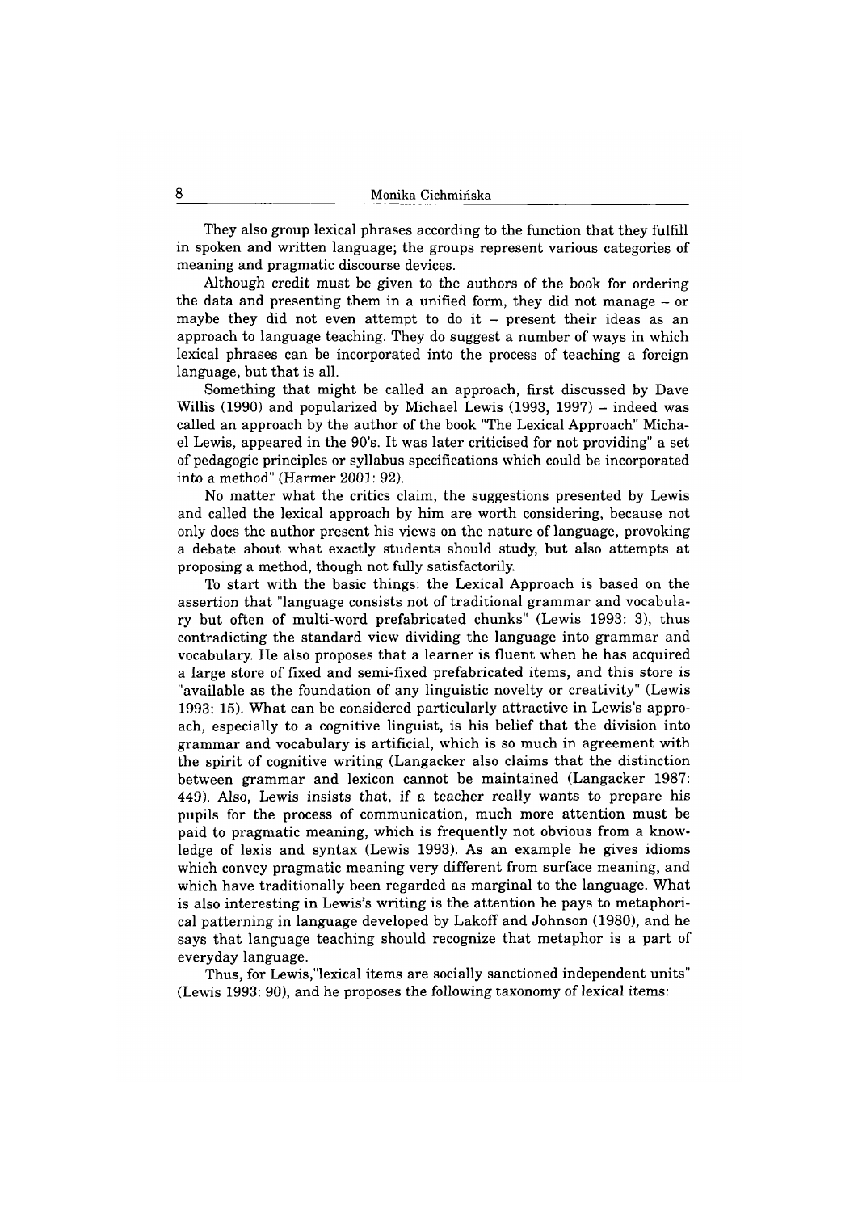They also group lexical phrases according to the function that they fulfill in spoken and written language; the groups represent various categories of meaning and pragmatic discourse devices.

Although credit must be given to the authors of the book for ordering the data and presenting them in a unified form, they did not manage – or maybe they did not even attempt to do it – present their ideas as an approach to language teaching. They do suggest a number of ways in which lexical phrases can be incorporated into the process of teaching a foreign language, but that is all.

Something that might be called an approach, first discussed by Dave Willis (1990) and popularized by Michael Lewis (1993, 1997) – indeed was called an approach by the author of the book "The Lexical Approach" Michael Lewis, appeared in the 90's. It was later criticised for not providing" a set of pedagogic principles or syllabus specifications which could be incorporated into a method" (Harmer 2001: 92).

No matter what the critics claim, the suggestions presented by Lewis and called the lexical approach by him are worth considering, because not only does the author present his views on the nature of language, provoking a debate about what exactly students should study, but also attempts at proposing a method, though not fully satisfactorily.

To start with the basic things: the Lexical Approach is based on the assertion that "language consists not of traditional grammar and vocabulary but often of multi-word prefabricated chunks" (Lewis 1993: 3), thus contradicting the standard view dividing the language into grammar and vocabulary. He also proposes that a learner is fluent when he has acquired a large store of fixed and semi-fixed prefabricated items, and this store is "available as the foundation of any linguistic novelty or creativity" (Lewis 1993: 15). What can be considered particularly attractive in Lewis's approach, especially to a cognitive linguist, is his belief that the division into grammar and vocabulary is artificial, which is so much in agreement with the spirit of cognitive writing (Langacker also claims that the distinction between grammar and lexicon cannot be maintained (Langacker 1987: 449). Also, Lewis insists that, if a teacher really wants to prepare his pupils for the process of communication, much more attention must be paid to pragmatic meaning, which is frequently not obvious from a knowledge of lexis and syntax (Lewis 1993). As an example he gives idioms which convey pragmatic meaning very different from surface meaning, and which have traditionally been regarded as marginal to the language. What is also interesting in Lewis's writing is the attention he pays to metaphorical patterning in language developed by Lakoff and Johnson (1980), and he says that language teaching should recognize that metaphor is a part of everyday language.

Thus, for Lewis,"lexical items are socially sanctioned independent units" (Lewis 1993: 90), and he proposes the following taxonomy of lexical items: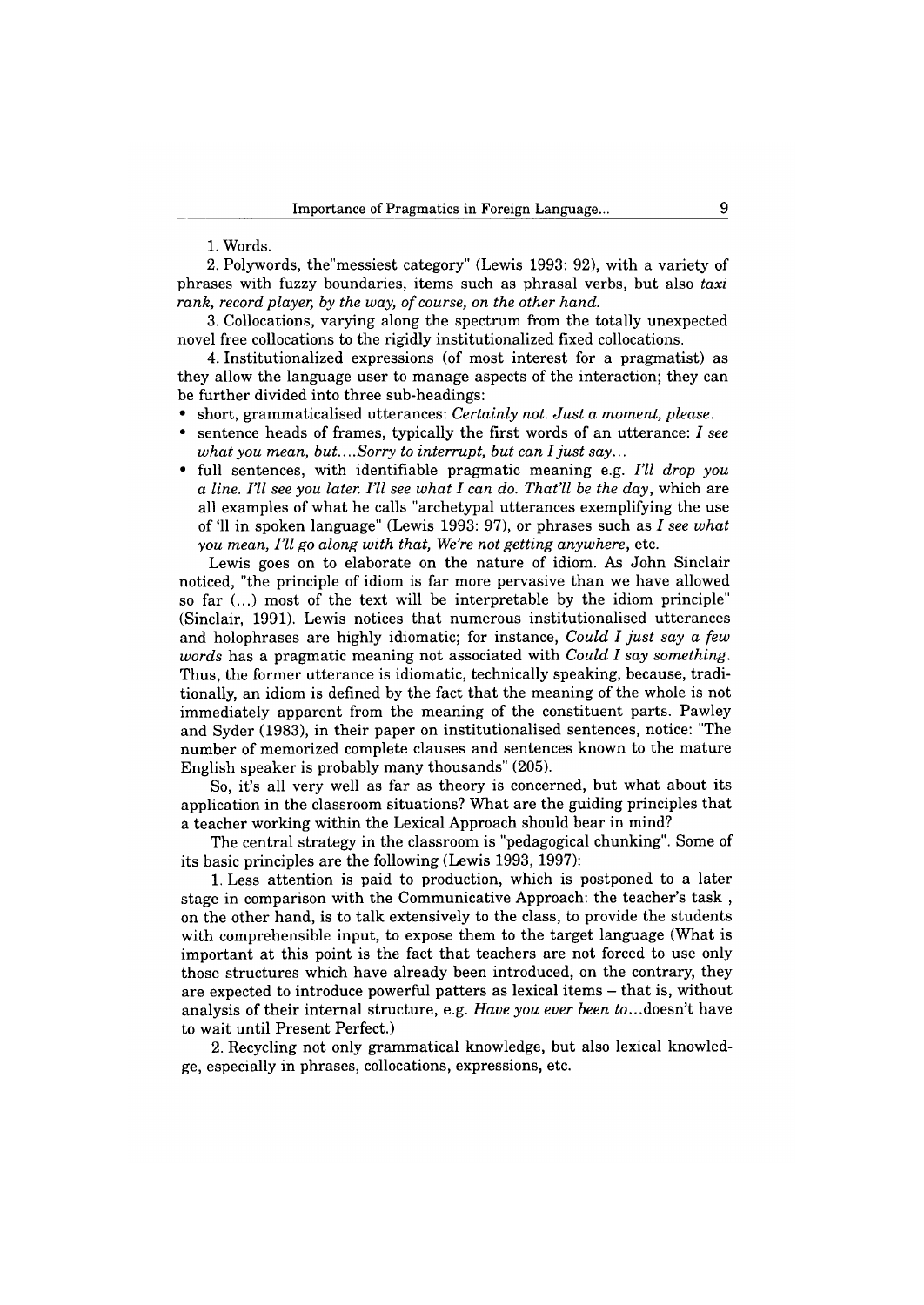1. Words.

2. Polywords, the"messiest category" (Lewis 1993: 92), with a variety of phrases with fuzzy boundaries, items such as phrasal verbs, but also *taxi rank, record player, by the way, of course, on the other hand.*

3. Collocations, varying along the spectrum from the totally unexpected novel free collocations to the rigidly institutionalized fixed collocations.

4. Institutionalized expressions (of most interest for a pragmatist) as they allow the language user to manage aspects of the interaction; they can be further divided into three sub-headings:

- short, grammaticalised utterances: *Certainly not. Just a moment, please.*
- sentence heads of frames, typically the first words of an utterance: *I see what you mean, but....Sorry to interrupt, but can I just say...*
- full sentences, with identifiable pragmatic meaning e.g. *I'll drop you a line. I'll see you later. I'll see what I can do. That'll be the day*, which are all examples of what he calls "archetypal utterances exemplifying the use of 'll in spoken language" (Lewis 1993: 97), or phrases such as *I see what you mean, I'll go along with that, We're not getting anywhere*, etc.

Lewis goes on to elaborate on the nature of idiom. As John Sinclair noticed, "the principle of idiom is far more pervasive than we have allowed so far (...) most of the text will be interpretable by the idiom principle" (Sinclair, 1991). Lewis notices that numerous institutionalised utterances and holophrases are highly idiomatic; for instance, *Could I just say a few words* has a pragmatic meaning not associated with *Could I say something*. Thus, the former utterance is idiomatic, technically speaking, because, traditionally, an idiom is defined by the fact that the meaning of the whole is not immediately apparent from the meaning of the constituent parts. Pawley and Syder (1983), in their paper on institutionalised sentences, notice: "The number of memorized complete clauses and sentences known to the mature English speaker is probably many thousands" (205).

So, it's all very well as far as theory is concerned, but what about its application in the classroom situations? What are the guiding principles that a teacher working within the Lexical Approach should bear in mind?

The central strategy in the classroom is "pedagogical chunking". Some of its basic principles are the following (Lewis 1993, 1997):

1. Less attention is paid to production, which is postponed to a later stage in comparison with the Communicative Approach: the teacher's task , on the other hand, is to talk extensively to the class, to provide the students with comprehensible input, to expose them to the target language (What is important at this point is the fact that teachers are not forced to use only those structures which have already been introduced, on the contrary, they are expected to introduce powerful patters as lexical items – that is, without analysis of their internal structure, e.g. *Have you ever been to*...doesn't have to wait until Present Perfect.)

2. Recycling not only grammatical knowledge, but also lexical knowledge, especially in phrases, collocations, expressions, etc.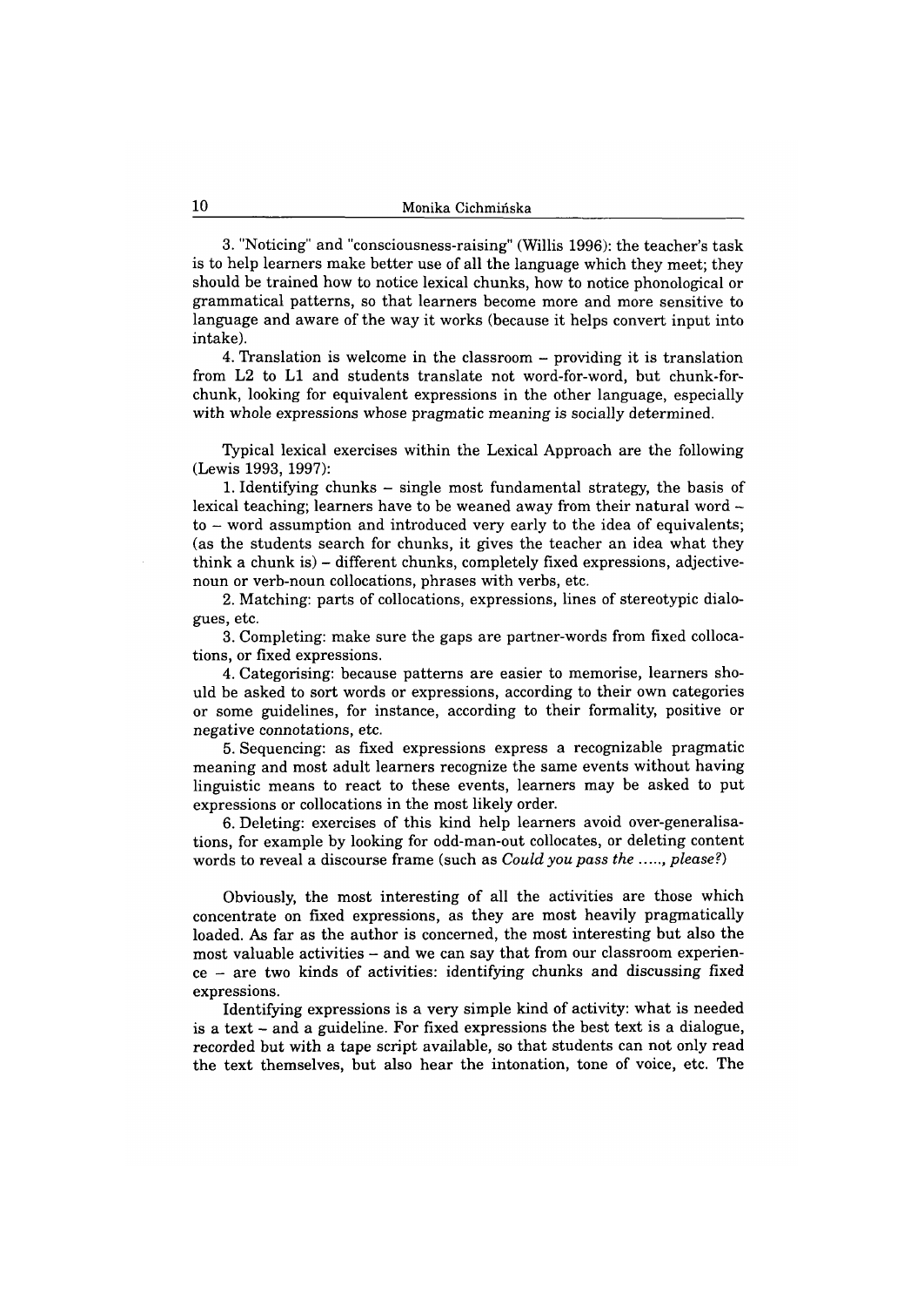3. "Noticing" and "consciousness-raising" (Willis 1996): the teacher's task is to help learners make better use of all the language which they meet; they should be trained how to notice lexical chunks, how to notice phonological or grammatical patterns, so that learners become more and more sensitive to language and aware of the way it works (because it helps convert input into intake).

4. Translation is welcome in the classroom – providing it is translation from L2 to L1 and students translate not word-for-word, but chunk-for-chunk, looking for equivalent expressions in the other language, especially with whole expressions whose pragmatic meaning is socially determined.

Typical lexical exercises within the Lexical Approach are the following (Lewis 1993, 1997):

1. Identifying chunks – single most fundamental strategy, the basis of lexical teaching; learners have to be weaned away from their natural word – to – word assumption and introduced very early to the idea of equivalents; (as the students search for chunks, it gives the teacher an idea what they think a chunk is) – different chunks, completely fixed expressions, adjective-noun or verb-noun collocations, phrases with verbs, etc.

2. Matching: parts of collocations, expressions, lines of stereotypic dialogues, etc.

3. Completing: make sure the gaps are partner-words from fixed collocations, or fixed expressions.

4. Categorising: because patterns are easier to memorise, learners should be asked to sort words or expressions, according to their own categories or some guidelines, for instance, according to their formality, positive or negative connotations, etc.

5. Sequencing: as fixed expressions express a recognizable pragmatic meaning and most adult learners recognize the same events without having linguistic means to react to these events, learners may be asked to put expressions or collocations in the most likely order.

6. Deleting: exercises of this kind help learners avoid over-generalisations, for example by looking for odd-man-out collocates, or deleting content words to reveal a discourse frame (such as *Could you pass the ....., please?*)

Obviously, the most interesting of all the activities are those which concentrate on fixed expressions, as they are most heavily pragmatically loaded. As far as the author is concerned, the most interesting but also the most valuable activities – and we can say that from our classroom experience – are two kinds of activities: identifying chunks and discussing fixed expressions.

Identifying expressions is a very simple kind of activity: what is needed is a text – and a guideline. For fixed expressions the best text is a dialogue, recorded but with a tape script available, so that students can not only read the text themselves, but also hear the intonation, tone of voice, etc. The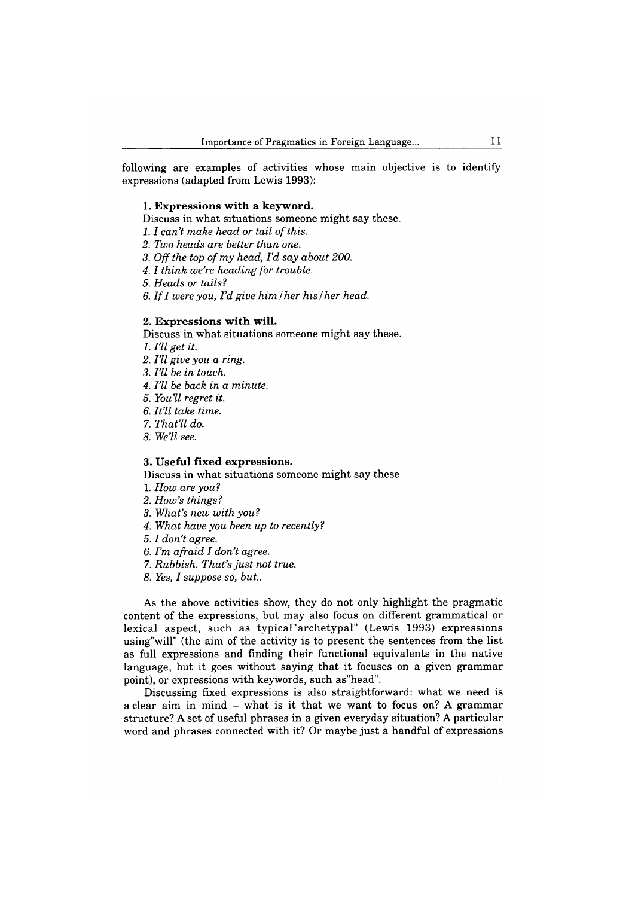following are examples of activities whose main objective is to identify expressions (adapted from Lewis 1993):

**1. Expressions with a keyword.**

Discuss in what situations someone might say these.

1. *I can't make head or tail of this.*
2. *Two heads are better than one.*
3. *Off the top of my head, I'd say about 200.*
4. *I think we're heading for trouble.*
5. *Heads or tails?*
6. *If I were you, I'd give him/her his/her head.*

**2. Expressions with will.**

Discuss in what situations someone might say these.

1. *I'll get it.*
2. *I'll give you a ring.*
3. *I'll be in touch.*
4. *I'll be back in a minute.*
5. *You'll regret it.*
6. *It'll take time.*
7. *That'll do.*
8. *We'll see.*

**3. Useful fixed expressions.**

Discuss in what situations someone might say these.

1. *How are you?*
2. *How's things?*
3. *What's new with you?*
4. *What have you been up to recently?*
5. *I don't agree.*
6. *I'm afraid I don't agree.*
7. *Rubbish. That's just not true.*
8. *Yes, I suppose so, but..*

As the above activities show, they do not only highlight the pragmatic content of the expressions, but may also focus on different grammatical or lexical aspect, such as typical"archetypal" (Lewis 1993) expressions using"will" (the aim of the activity is to present the sentences from the list as full expressions and finding their functional equivalents in the native language, but it goes without saying that it focuses on a given grammar point), or expressions with keywords, such as"head".

Discussing fixed expressions is also straightforward: what we need is a clear aim in mind – what is it that we want to focus on? A grammar structure? A set of useful phrases in a given everyday situation? A particular word and phrases connected with it? Or maybe just a handful of expressions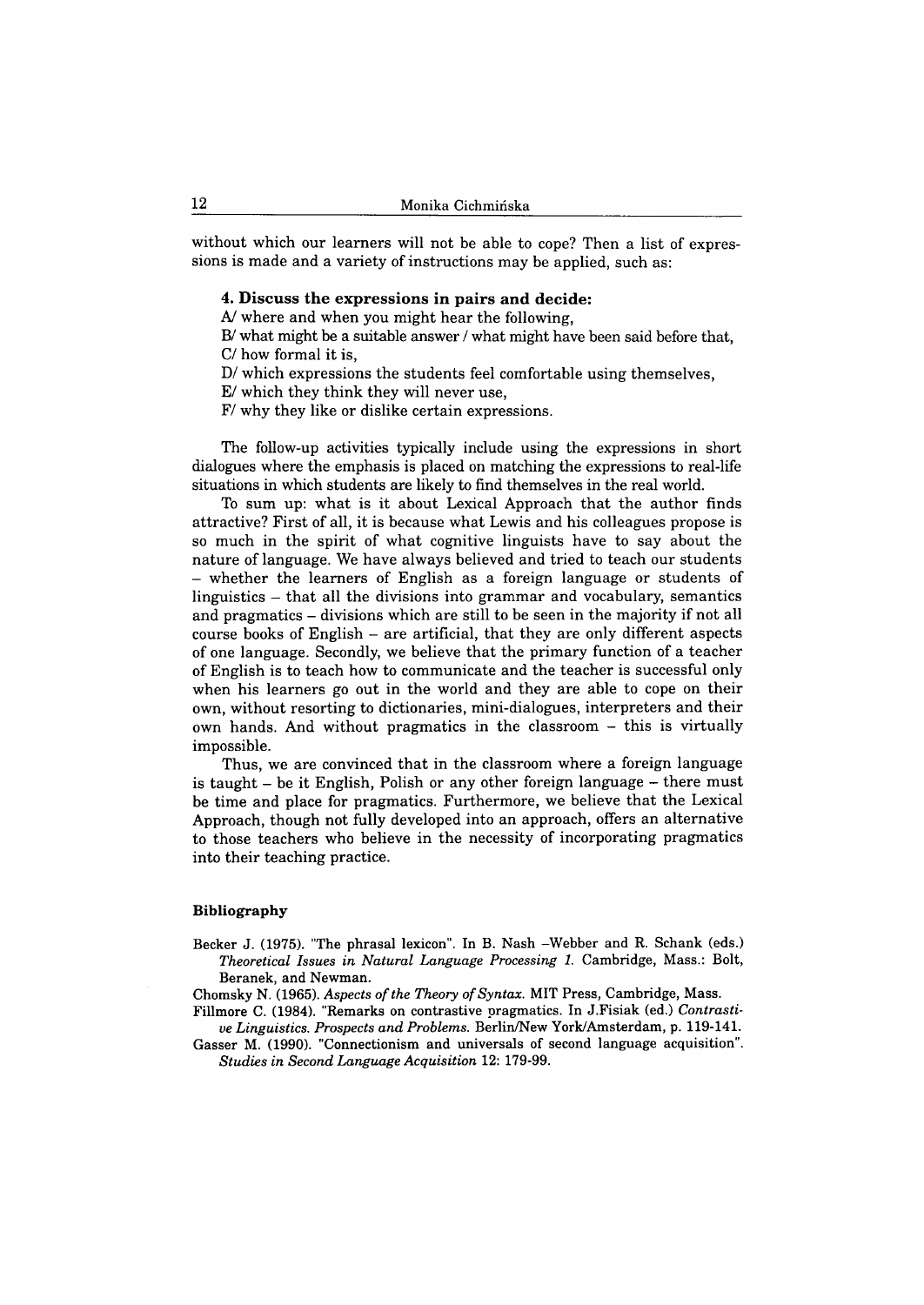without which our learners will not be able to cope? Then a list of expressions is made and a variety of instructions may be applied, such as:

**4. Discuss the expressions in pairs and decide:**

A/ where and when you might hear the following,
B/ what might be a suitable answer / what might have been said before that,
C/ how formal it is,
D/ which expressions the students feel comfortable using themselves,
E/ which they think they will never use,
F/ why they like or dislike certain expressions.

The follow-up activities typically include using the expressions in short dialogues where the emphasis is placed on matching the expressions to real-life situations in which students are likely to find themselves in the real world.

To sum up: what is it about Lexical Approach that the author finds attractive? First of all, it is because what Lewis and his colleagues propose is so much in the spirit of what cognitive linguists have to say about the nature of language. We have always believed and tried to teach our students – whether the learners of English as a foreign language or students of linguistics – that all the divisions into grammar and vocabulary, semantics and pragmatics – divisions which are still to be seen in the majority if not all course books of English – are artificial, that they are only different aspects of one language. Secondly, we believe that the primary function of a teacher of English is to teach how to communicate and the teacher is successful only when his learners go out in the world and they are able to cope on their own, without resorting to dictionaries, mini-dialogues, interpreters and their own hands. And without pragmatics in the classroom – this is virtually impossible.

Thus, we are convinced that in the classroom where a foreign language is taught – be it English, Polish or any other foreign language – there must be time and place for pragmatics. Furthermore, we believe that the Lexical Approach, though not fully developed into an approach, offers an alternative to those teachers who believe in the necessity of incorporating pragmatics into their teaching practice.

### Bibliography

Becker J. (1975). "The phrasal lexicon". In B. Nash –Webber and R. Schank (eds.) *Theoretical Issues in Natural Language Processing 1.* Cambridge, Mass.: Bolt, Beranek, and Newman.

Chomsky N. (1965). *Aspects of the Theory of Syntax.* MIT Press, Cambridge, Mass.

Fillmore C. (1984). "Remarks on contrastive pragmatics. In J.Fisiak (ed.) *Contrastive Linguistics. Prospects and Problems.* Berlin/New York/Amsterdam, p. 119-141.

Gasser M. (1990). "Connectionism and universals of second language acquisition". *Studies in Second Language Acquisition* 12: 179-99.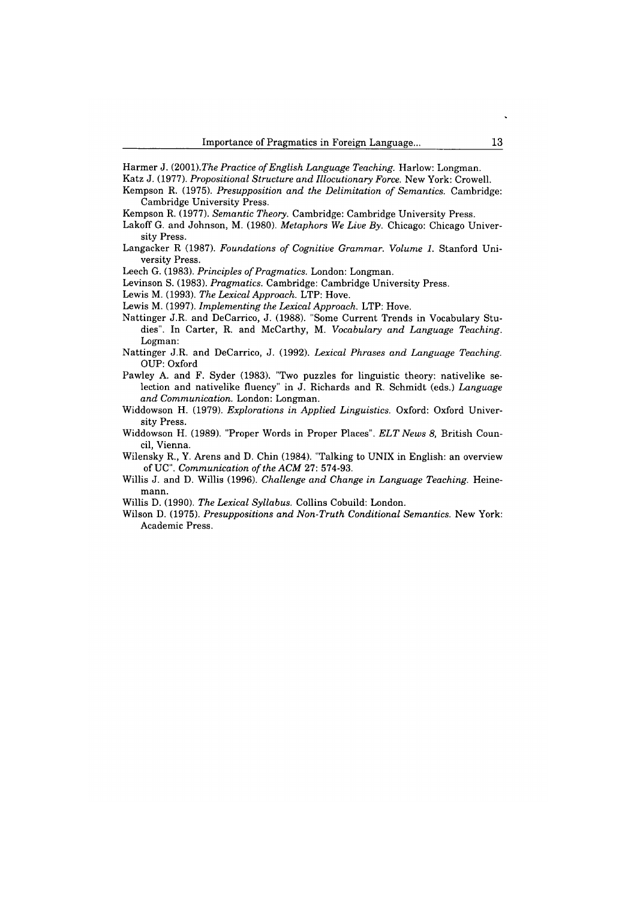Harmer J. (2001).*The Practice of English Language Teaching.* Harlow: Longman.

Katz J. (1977). *Propositional Structure and Illocutionary Force.* New York: Crowell.

Kempson R. (1975). *Presupposition and the Delimitation of Semantics.* Cambridge: Cambridge University Press.

Kempson R. (1977). *Semantic Theory.* Cambridge: Cambridge University Press.

Lakoff G. and Johnson, M. (1980). *Metaphors We Live By.* Chicago: Chicago University Press.

Langacker R (1987). *Foundations of Cognitive Grammar. Volume 1.* Stanford University Press.

Leech G. (1983). *Principles of Pragmatics.* London: Longman.

Levinson S. (1983). *Pragmatics.* Cambridge: Cambridge University Press.

Lewis M. (1993). *The Lexical Approach.* LTP: Hove.

Lewis M. (1997). *Implementing the Lexical Approach.* LTP: Hove.

Nattinger J.R. and DeCarrico, J. (1988). "Some Current Trends in Vocabulary Studies". In Carter, R. and McCarthy, M. *Vocabulary and Language Teaching.* Logman:

Nattinger J.R. and DeCarrico, J. (1992). *Lexical Phrases and Language Teaching.* OUP: Oxford

Pawley A. and F. Syder (1983). "Two puzzles for linguistic theory: nativelike selection and nativelike fluency" in J. Richards and R. Schmidt (eds.) *Language and Communication.* London: Longman.

Widdowson H. (1979). *Explorations in Applied Linguistics.* Oxford: Oxford University Press.

Widdowson H. (1989). "Proper Words in Proper Places". *ELT News 8,* British Council, Vienna.

Wilensky R., Y. Arens and D. Chin (1984). "Talking to UNIX in English: an overview of UC". *Communication of the ACM* 27: 574-93.

Willis J. and D. Willis (1996). *Challenge and Change in Language Teaching.* Heinemann.

Willis D. (1990). *The Lexical Syllabus.* Collins Cobuild: London.

Wilson D. (1975). *Presuppositions and Non-Truth Conditional Semantics.* New York: Academic Press.